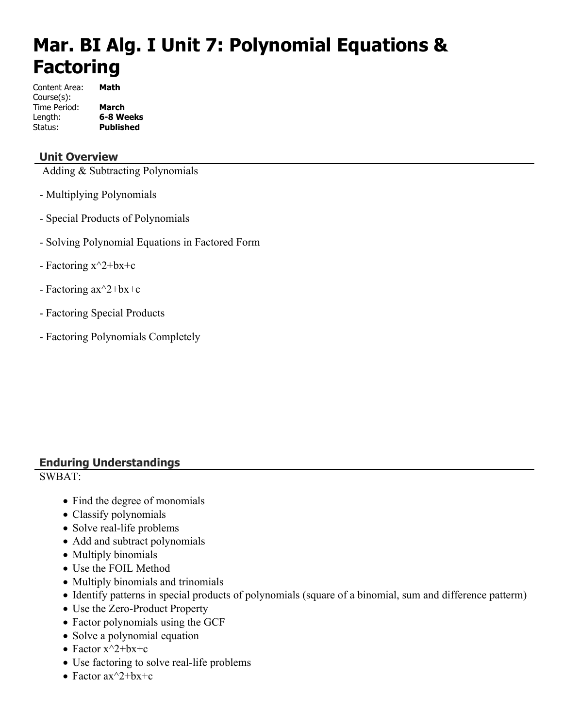# Mar. BI Alg. I Unit 7: Polynomial Equations & Factoring

Content Area: **Math**
Course(s):
Time Period: **March**
Length: **6-8 Weeks**
Status: **Published**

## Unit Overview

Adding & Subtracting Polynomials

- Multiplying Polynomials

- Special Products of Polynomials

- Solving Polynomial Equations in Factored Form

- Factoring $x^2+bx+c$

- Factoring $ax^2+bx+c$

- Factoring Special Products

- Factoring Polynomials Completely

## Enduring Understandings

SWBAT:

- Find the degree of monomials
- Classify polynomials
- Solve real-life problems
- Add and subtract polynomials
- Multiply binomials
- Use the FOIL Method
- Multiply binomials and trinomials
- Identify patterns in special products of polynomials (square of a binomial, sum and difference patterm)
- Use the Zero-Product Property
- Factor polynomials using the GCF
- Solve a polynomial equation
- Factor $x^2+bx+c$
- Use factoring to solve real-life problems
- Factor $ax^2+bx+c$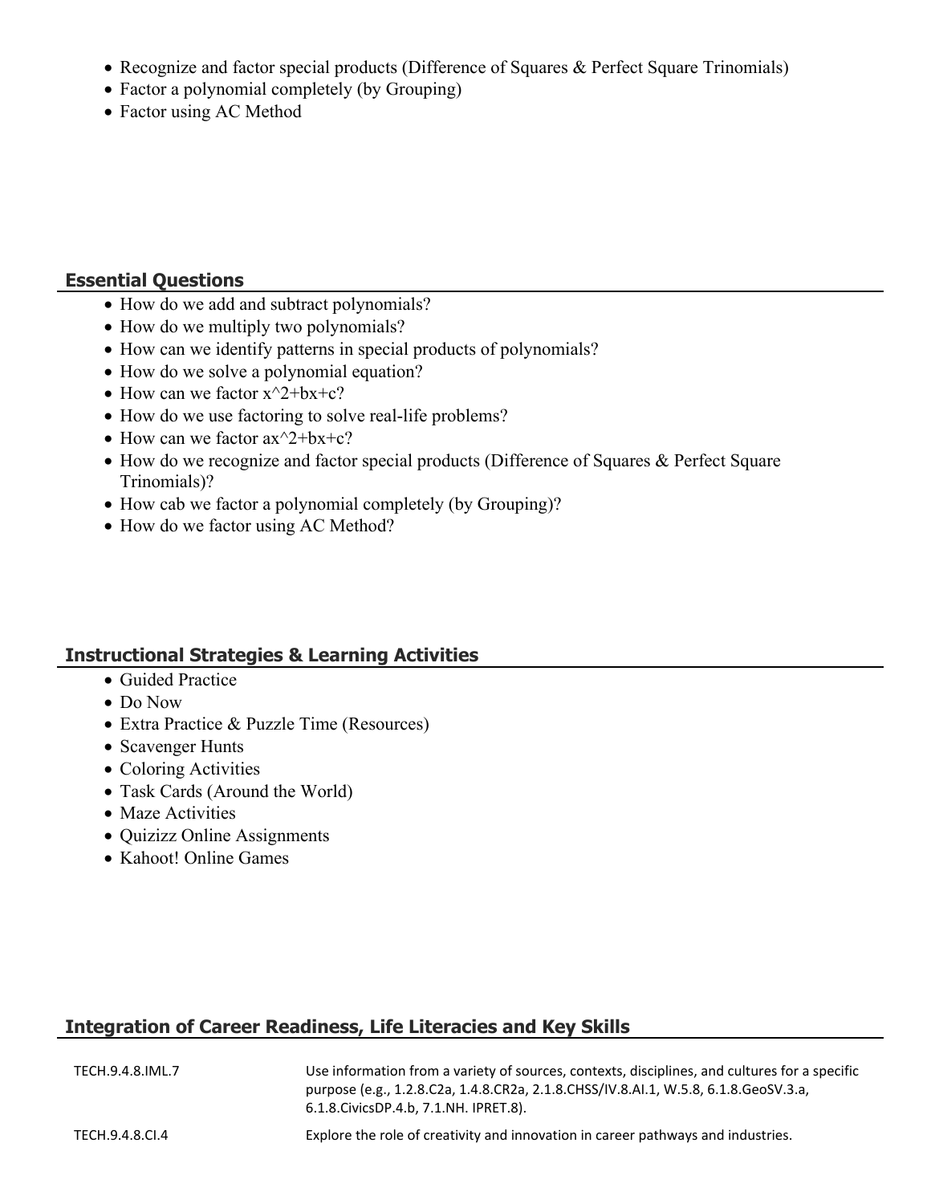- Recognize and factor special products (Difference of Squares & Perfect Square Trinomials)
- Factor a polynomial completely (by Grouping)
- Factor using AC Method

## Essential Questions

- How do we add and subtract polynomials?
- How do we multiply two polynomials?
- How can we identify patterns in special products of polynomials?
- How do we solve a polynomial equation?
- How can we factor $x^2+bx+c$?
- How do we use factoring to solve real-life problems?
- How can we factor $ax^2+bx+c$?
- How do we recognize and factor special products (Difference of Squares & Perfect Square Trinomials)?
- How cab we factor a polynomial completely (by Grouping)?
- How do we factor using AC Method?

## Instructional Strategies & Learning Activities

- Guided Practice
- Do Now
- Extra Practice & Puzzle Time (Resources)
- Scavenger Hunts
- Coloring Activities
- Task Cards (Around the World)
- Maze Activities
- Quizizz Online Assignments
- Kahoot! Online Games

## Integration of Career Readiness, Life Literacies and Key Skills

| | |
|---|---|
| TECH.9.4.8.IML.7 | Use information from a variety of sources, contexts, disciplines, and cultures for a specific purpose (e.g., 1.2.8.C2a, 1.4.8.CR2a, 2.1.8.CHSS/IV.8.AI.1, W.5.8, 6.1.8.GeoSV.3.a, 6.1.8.CivicsDP.4.b, 7.1.NH. IPRET.8). |
| TECH.9.4.8.CI.4 | Explore the role of creativity and innovation in career pathways and industries. |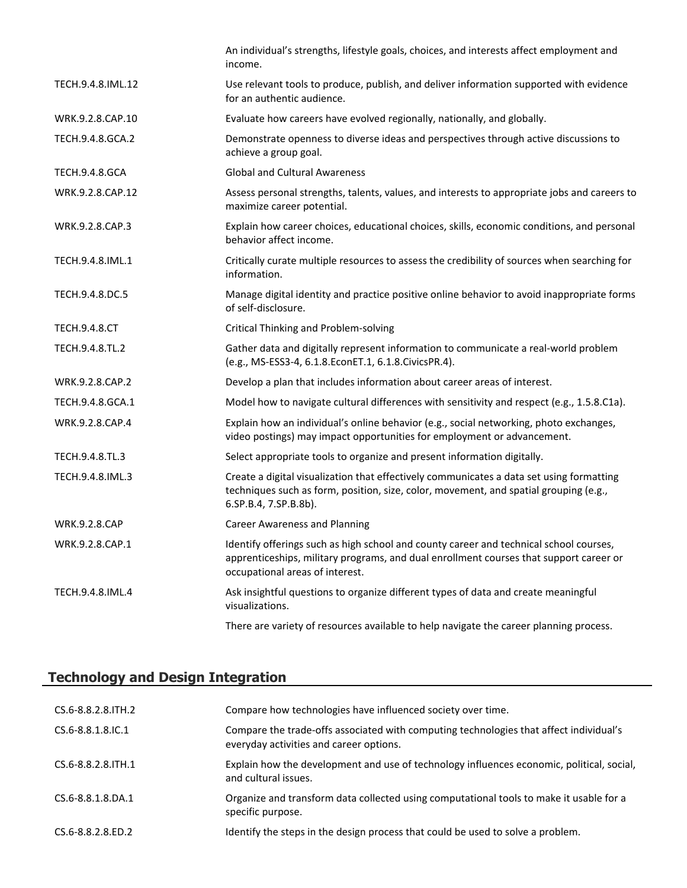| | |
|---|---|
| | An individual's strengths, lifestyle goals, choices, and interests affect employment and income. |
| TECH.9.4.8.IML.12 | Use relevant tools to produce, publish, and deliver information supported with evidence for an authentic audience. |
| WRK.9.2.8.CAP.10 | Evaluate how careers have evolved regionally, nationally, and globally. |
| TECH.9.4.8.GCA.2 | Demonstrate openness to diverse ideas and perspectives through active discussions to achieve a group goal. |
| TECH.9.4.8.GCA | Global and Cultural Awareness |
| WRK.9.2.8.CAP.12 | Assess personal strengths, talents, values, and interests to appropriate jobs and careers to maximize career potential. |
| WRK.9.2.8.CAP.3 | Explain how career choices, educational choices, skills, economic conditions, and personal behavior affect income. |
| TECH.9.4.8.IML.1 | Critically curate multiple resources to assess the credibility of sources when searching for information. |
| TECH.9.4.8.DC.5 | Manage digital identity and practice positive online behavior to avoid inappropriate forms of self-disclosure. |
| TECH.9.4.8.CT | Critical Thinking and Problem-solving |
| TECH.9.4.8.TL.2 | Gather data and digitally represent information to communicate a real-world problem (e.g., MS-ESS3-4, 6.1.8.EconET.1, 6.1.8.CivicsPR.4). |
| WRK.9.2.8.CAP.2 | Develop a plan that includes information about career areas of interest. |
| TECH.9.4.8.GCA.1 | Model how to navigate cultural differences with sensitivity and respect (e.g., 1.5.8.C1a). |
| WRK.9.2.8.CAP.4 | Explain how an individual's online behavior (e.g., social networking, photo exchanges, video postings) may impact opportunities for employment or advancement. |
| TECH.9.4.8.TL.3 | Select appropriate tools to organize and present information digitally. |
| TECH.9.4.8.IML.3 | Create a digital visualization that effectively communicates a data set using formatting techniques such as form, position, size, color, movement, and spatial grouping (e.g., 6.SP.B.4, 7.SP.B.8b). |
| WRK.9.2.8.CAP | Career Awareness and Planning |
| WRK.9.2.8.CAP.1 | Identify offerings such as high school and county career and technical school courses, apprenticeships, military programs, and dual enrollment courses that support career or occupational areas of interest. |
| TECH.9.4.8.IML.4 | Ask insightful questions to organize different types of data and create meaningful visualizations. |
| | There are variety of resources available to help navigate the career planning process. |

## Technology and Design Integration

| | |
|---|---|
| CS.6-8.8.2.8.ITH.2 | Compare how technologies have influenced society over time. |
| CS.6-8.8.1.8.IC.1 | Compare the trade-offs associated with computing technologies that affect individual's everyday activities and career options. |
| CS.6-8.8.2.8.ITH.1 | Explain how the development and use of technology influences economic, political, social, and cultural issues. |
| CS.6-8.8.1.8.DA.1 | Organize and transform data collected using computational tools to make it usable for a specific purpose. |
| CS.6-8.8.2.8.ED.2 | Identify the steps in the design process that could be used to solve a problem. |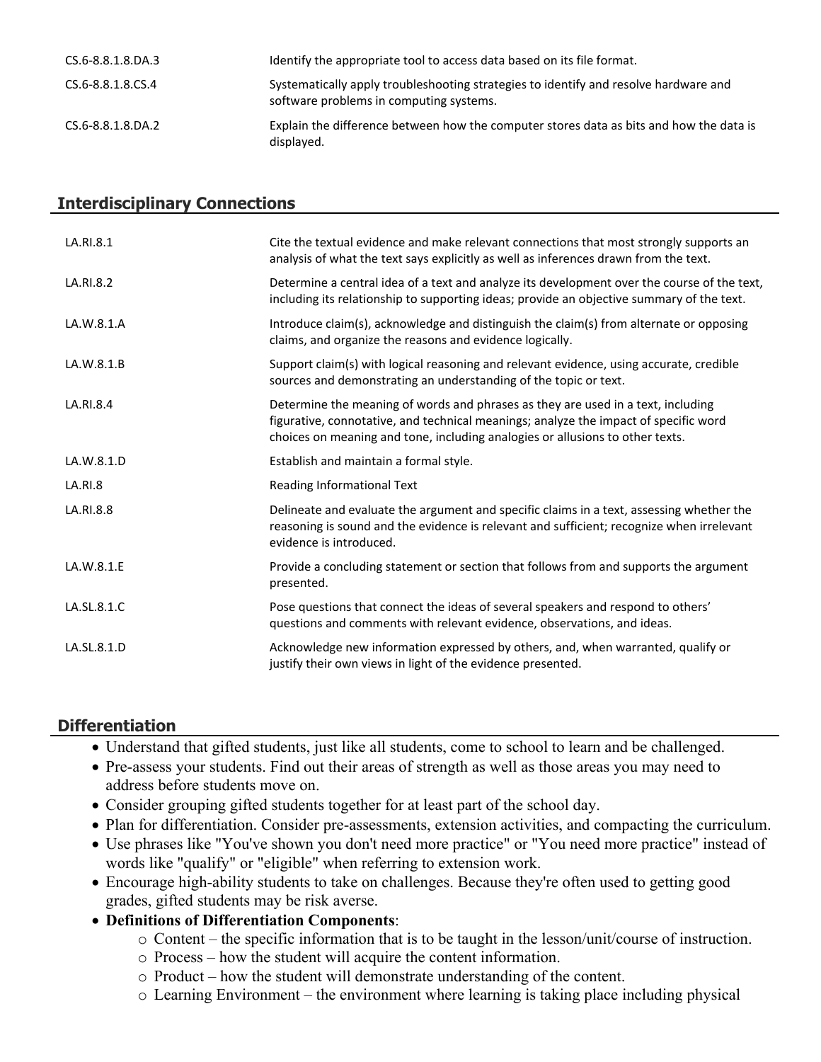| | |
|---|---|
| CS.6-8.8.1.8.DA.3 | Identify the appropriate tool to access data based on its file format. |
| CS.6-8.8.1.8.CS.4 | Systematically apply troubleshooting strategies to identify and resolve hardware and software problems in computing systems. |
| CS.6-8.8.1.8.DA.2 | Explain the difference between how the computer stores data as bits and how the data is displayed. |

## Interdisciplinary Connections

| | |
|---|---|
| LA.RI.8.1 | Cite the textual evidence and make relevant connections that most strongly supports an analysis of what the text says explicitly as well as inferences drawn from the text. |
| LA.RI.8.2 | Determine a central idea of a text and analyze its development over the course of the text, including its relationship to supporting ideas; provide an objective summary of the text. |
| LA.W.8.1.A | Introduce claim(s), acknowledge and distinguish the claim(s) from alternate or opposing claims, and organize the reasons and evidence logically. |
| LA.W.8.1.B | Support claim(s) with logical reasoning and relevant evidence, using accurate, credible sources and demonstrating an understanding of the topic or text. |
| LA.RI.8.4 | Determine the meaning of words and phrases as they are used in a text, including figurative, connotative, and technical meanings; analyze the impact of specific word choices on meaning and tone, including analogies or allusions to other texts. |
| LA.W.8.1.D | Establish and maintain a formal style. |
| LA.RI.8 | Reading Informational Text |
| LA.RI.8.8 | Delineate and evaluate the argument and specific claims in a text, assessing whether the reasoning is sound and the evidence is relevant and sufficient; recognize when irrelevant evidence is introduced. |
| LA.W.8.1.E | Provide a concluding statement or section that follows from and supports the argument presented. |
| LA.SL.8.1.C | Pose questions that connect the ideas of several speakers and respond to others' questions and comments with relevant evidence, observations, and ideas. |
| LA.SL.8.1.D | Acknowledge new information expressed by others, and, when warranted, qualify or justify their own views in light of the evidence presented. |

## Differentiation

- Understand that gifted students, just like all students, come to school to learn and be challenged.
- Pre-assess your students. Find out their areas of strength as well as those areas you may need to address before students move on.
- Consider grouping gifted students together for at least part of the school day.
- Plan for differentiation. Consider pre-assessments, extension activities, and compacting the curriculum.
- Use phrases like "You've shown you don't need more practice" or "You need more practice" instead of words like "qualify" or "eligible" when referring to extension work.
- Encourage high-ability students to take on challenges. Because they're often used to getting good grades, gifted students may be risk averse.
- **Definitions of Differentiation Components**:
  - Content – the specific information that is to be taught in the lesson/unit/course of instruction.
  - Process – how the student will acquire the content information.
  - Product – how the student will demonstrate understanding of the content.
  - Learning Environment – the environment where learning is taking place including physical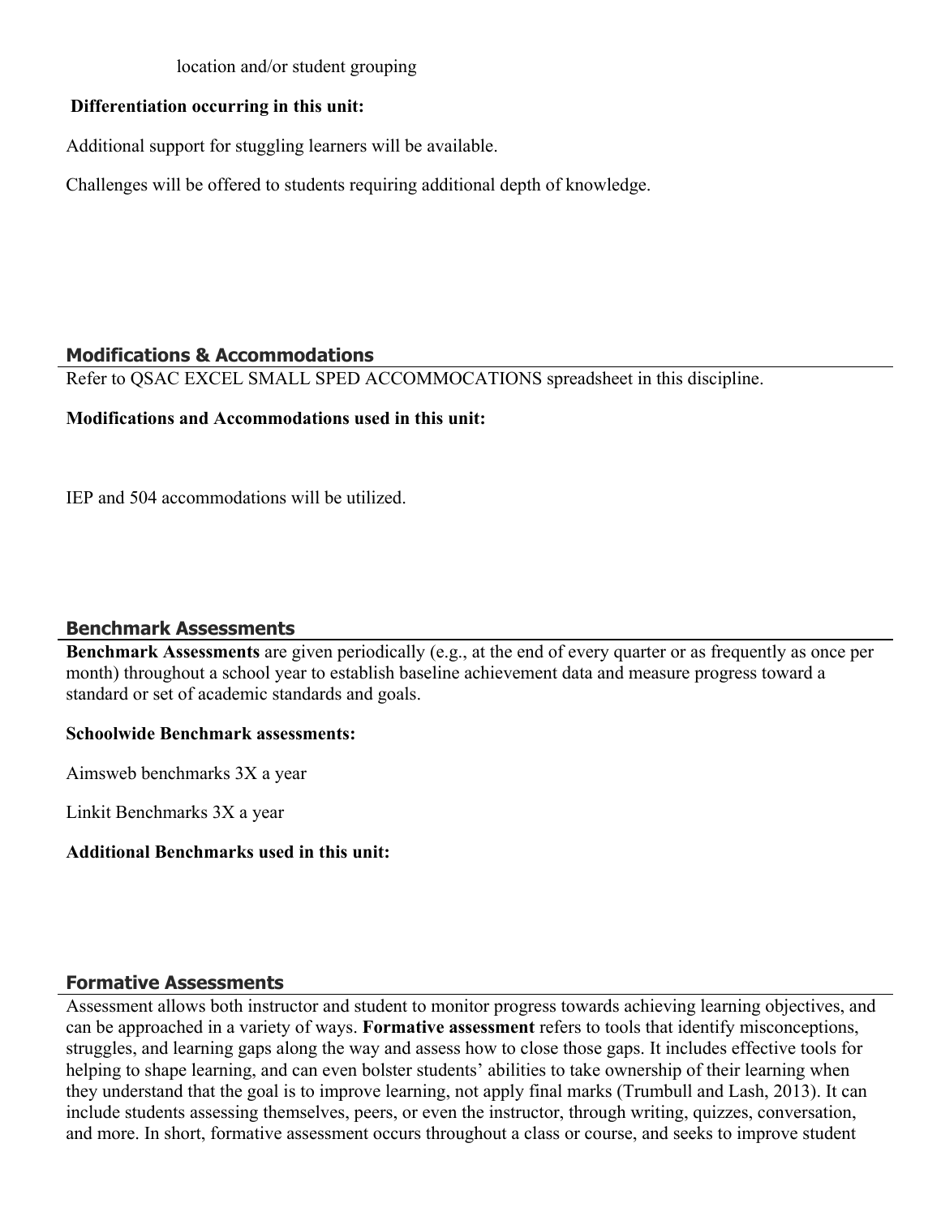location and/or student grouping

**Differentiation occurring in this unit:**

Additional support for stuggling learners will be available.

Challenges will be offered to students requiring additional depth of knowledge.

## Modifications & Accommodations

Refer to QSAC EXCEL SMALL SPED ACCOMMOCATIONS spreadsheet in this discipline.

**Modifications and Accommodations used in this unit:**

IEP and 504 accommodations will be utilized.

## Benchmark Assessments

**Benchmark Assessments** are given periodically (e.g., at the end of every quarter or as frequently as once per month) throughout a school year to establish baseline achievement data and measure progress toward a standard or set of academic standards and goals.

**Schoolwide Benchmark assessments:**

Aimsweb benchmarks 3X a year

Linkit Benchmarks 3X a year

**Additional Benchmarks used in this unit:**

## Formative Assessments

Assessment allows both instructor and student to monitor progress towards achieving learning objectives, and can be approached in a variety of ways. **Formative assessment** refers to tools that identify misconceptions, struggles, and learning gaps along the way and assess how to close those gaps. It includes effective tools for helping to shape learning, and can even bolster students' abilities to take ownership of their learning when they understand that the goal is to improve learning, not apply final marks (Trumbull and Lash, 2013). It can include students assessing themselves, peers, or even the instructor, through writing, quizzes, conversation, and more. In short, formative assessment occurs throughout a class or course, and seeks to improve student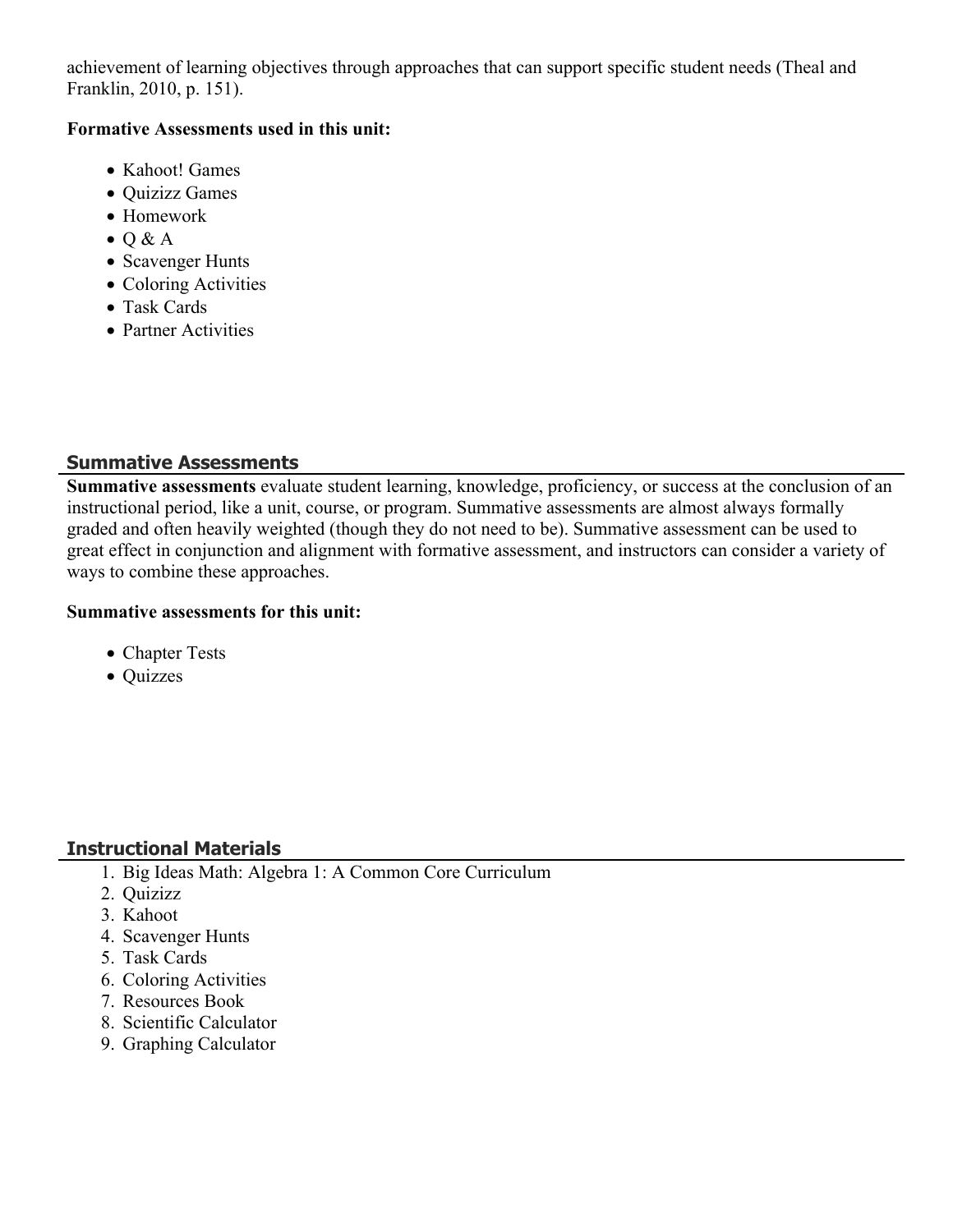achievement of learning objectives through approaches that can support specific student needs (Theal and Franklin, 2010, p. 151).

**Formative Assessments used in this unit:**

- Kahoot! Games
- Quizizz Games
- Homework
- Q & A
- Scavenger Hunts
- Coloring Activities
- Task Cards
- Partner Activities

## Summative Assessments

**Summative assessments** evaluate student learning, knowledge, proficiency, or success at the conclusion of an instructional period, like a unit, course, or program. Summative assessments are almost always formally graded and often heavily weighted (though they do not need to be). Summative assessment can be used to great effect in conjunction and alignment with formative assessment, and instructors can consider a variety of ways to combine these approaches.

**Summative assessments for this unit:**

- Chapter Tests
- Quizzes

## Instructional Materials

1. Big Ideas Math: Algebra 1: A Common Core Curriculum
2. Quizizz
3. Kahoot
4. Scavenger Hunts
5. Task Cards
6. Coloring Activities
7. Resources Book
8. Scientific Calculator
9. Graphing Calculator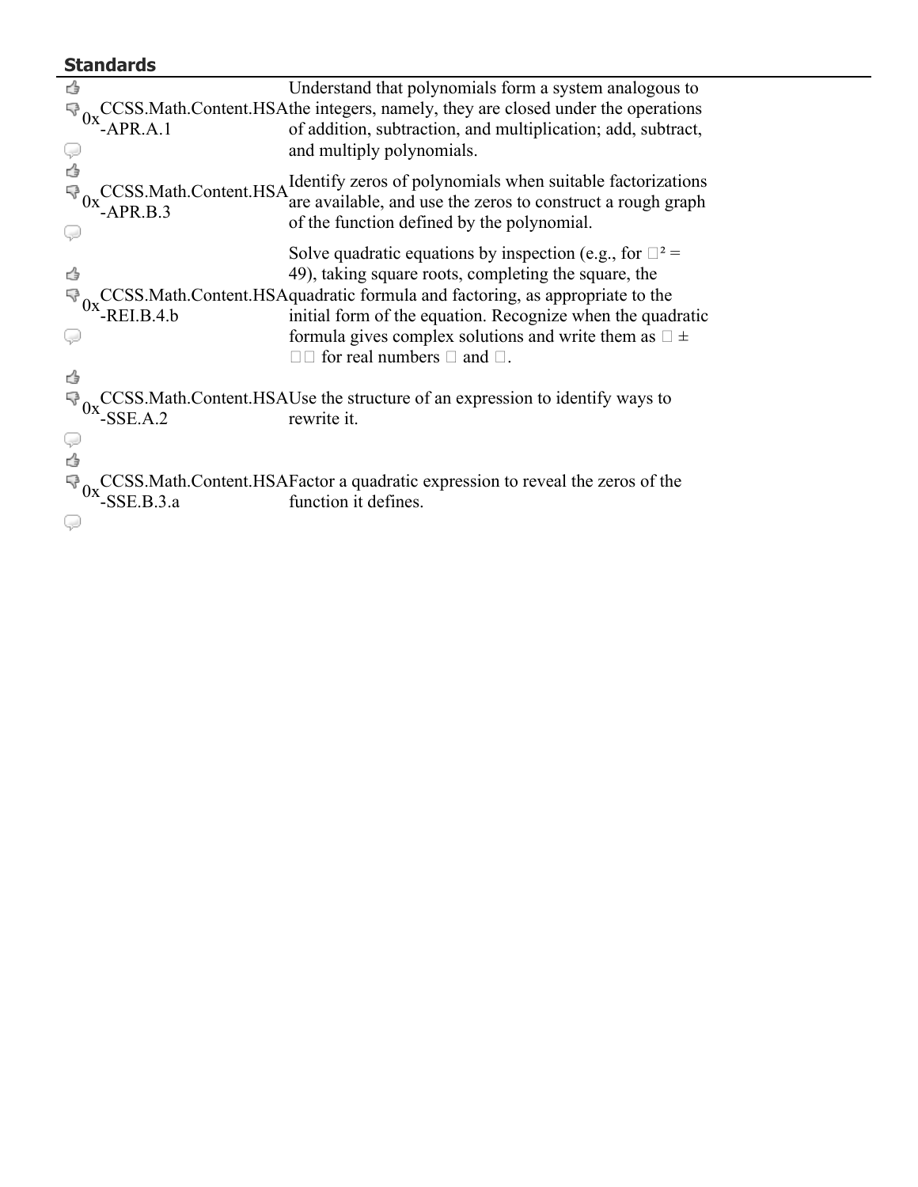## Standards

| | | |
|---|---|---|
| 0x | CCSS.Math.Content.HSA-APR.A.1 | Understand that polynomials form a system analogous to the integers, namely, they are closed under the operations of addition, subtraction, and multiplication; add, subtract, and multiply polynomials. |
| 0x | CCSS.Math.Content.HSA-APR.B.3 | Identify zeros of polynomials when suitable factorizations are available, and use the zeros to construct a rough graph of the function defined by the polynomial. |
| 0x | CCSS.Math.Content.HSA-REI.B.4.b | Solve quadratic equations by inspection (e.g., for □² = 49), taking square roots, completing the square, the quadratic formula and factoring, as appropriate to the initial form of the equation. Recognize when the quadratic formula gives complex solutions and write them as □ ± □□ for real numbers □ and □. |
| 0x | CCSS.Math.Content.HSA-SSE.A.2 | Use the structure of an expression to identify ways to rewrite it. |
| 0x | CCSS.Math.Content.HSA-SSE.B.3.a | Factor a quadratic expression to reveal the zeros of the function it defines. |